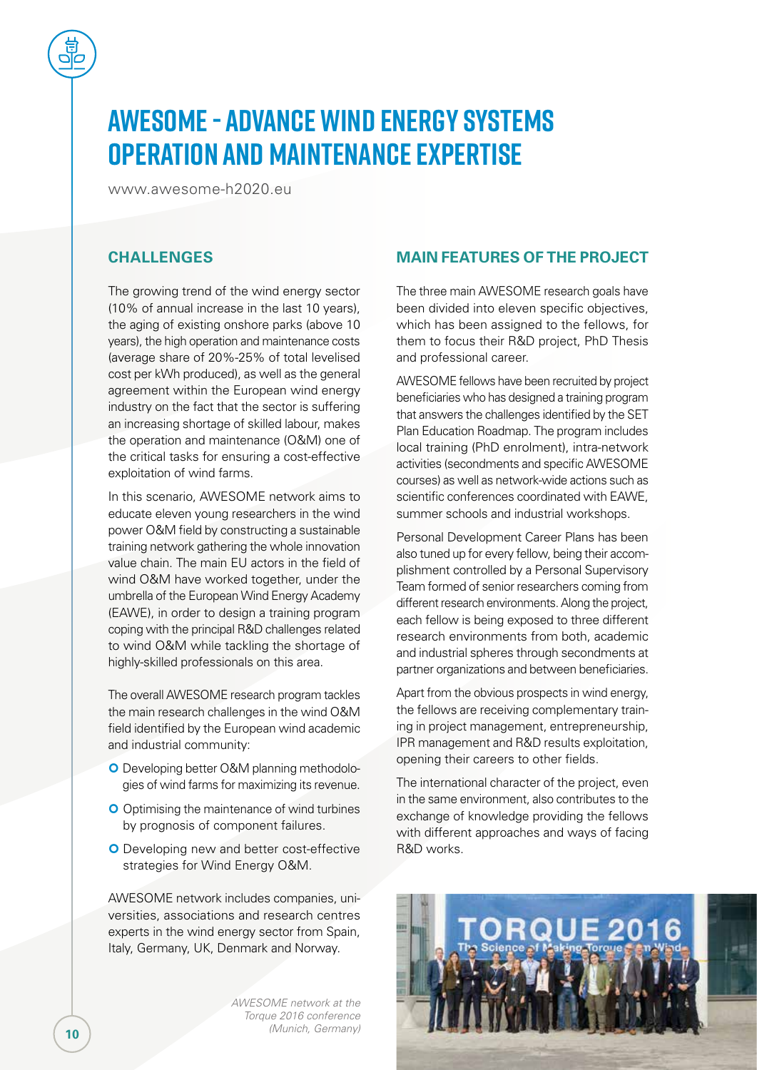# AWESOME - ADVANCE WIND ENERGY SYSTEMS OPERATION AND MAINTENANCE EXPERTISE

www.awesome-h2020.eu

## CHALLENGES

The growing trend of the wind energy sector (10% of annual increase in the last 10 years), the aging of existing onshore parks (above 10 years), the high operation and maintenance costs (average share of 20%-25% of total levelised cost per kWh produced), as well as the general agreement within the European wind energy industry on the fact that the sector is suffering an increasing shortage of skilled labour, makes the operation and maintenance (O&M) one of the critical tasks for ensuring a cost-effective exploitation of wind farms.

In this scenario, AWESOME network aims to educate eleven young researchers in the wind power O&M field by constructing a sustainable training network gathering the whole innovation value chain. The main EU actors in the field of wind O&M have worked together, under the umbrella of the European Wind Energy Academy (EAWE), in order to design a training program coping with the principal R&D challenges related to wind O&M while tackling the shortage of highly-skilled professionals on this area.

The overall AWESOME research program tackles the main research challenges in the wind O&M field identified by the European wind academic and industrial community:

- Developing better O&M planning methodologies of wind farms for maximizing its revenue.
- Optimising the maintenance of wind turbines by prognosis of component failures.
- Developing new and better cost-effective strategies for Wind Energy O&M.

AWESOME network includes companies, universities, associations and research centres experts in the wind energy sector from Spain, Italy, Germany, UK, Denmark and Norway.

*AWESOME network at the Torque 2016 conference (Munich, Germany)*

## MAIN FEATURES OF THE PROJECT

The three main AWESOME research goals have been divided into eleven specific objectives, which has been assigned to the fellows, for them to focus their R&D project, PhD Thesis and professional career.

AWESOME fellows have been recruited by project beneficiaries who has designed a training program that answers the challenges identified by the SET Plan Education Roadmap. The program includes local training (PhD enrolment), intra-network activities (secondments and specific AWESOME courses) as well as network-wide actions such as scientific conferences coordinated with EAWE, summer schools and industrial workshops.

Personal Development Career Plans has been also tuned up for every fellow, being their accomplishment controlled by a Personal Supervisory Team formed of senior researchers coming from different research environments. Along the project, each fellow is being exposed to three different research environments from both, academic and industrial spheres through secondments at partner organizations and between beneficiaries.

Apart from the obvious prospects in wind energy, the fellows are receiving complementary training in project management, entrepreneurship, IPR management and R&D results exploitation, opening their careers to other fields.

The international character of the project, even in the same environment, also contributes to the exchange of knowledge providing the fellows with different approaches and ways of facing R&D works.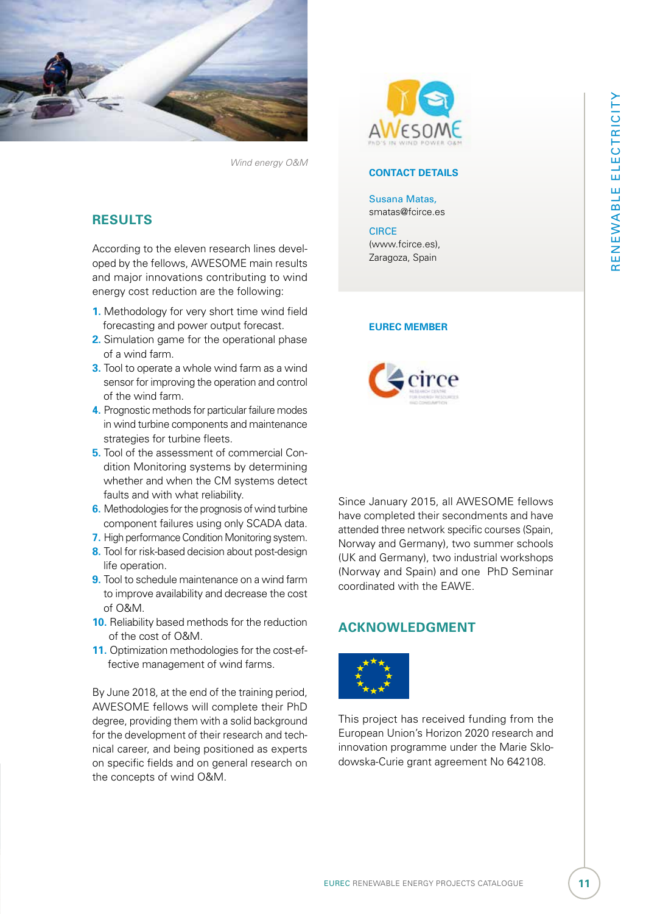*Wind energy O&M*

## RESULTS

According to the eleven research lines developed by the fellows, AWESOME main results and major innovations contributing to wind energy cost reduction are the following:

1. Methodology for very short time wind field forecasting and power output forecast.
2. Simulation game for the operational phase of a wind farm.
3. Tool to operate a whole wind farm as a wind sensor for improving the operation and control of the wind farm.
4. Prognostic methods for particular failure modes in wind turbine components and maintenance strategies for turbine fleets.
5. Tool of the assessment of commercial Condition Monitoring systems by determining whether and when the CM systems detect faults and with what reliability.
6. Methodologies for the prognosis of wind turbine component failures using only SCADA data.
7. High performance Condition Monitoring system.
8. Tool for risk-based decision about post-design life operation.
9. Tool to schedule maintenance on a wind farm to improve availability and decrease the cost of O&M.
10. Reliability based methods for the reduction of the cost of O&M.
11. Optimization methodologies for the cost-effective management of wind farms.

By June 2018, at the end of the training period, AWESOME fellows will complete their PhD degree, providing them with a solid background for the development of their research and technical career, and being positioned as experts on specific fields and on general research on the concepts of wind O&M.

AWESOME
PhD'S IN WIND POWER O&M

### CONTACT DETAILS

Susana Matas,
smatas@fcirce.es

CIRCE
(www.fcirce.es),
Zaragoza, Spain

### EUREC MEMBER

circe
RESEARCH CENTRE FOR ENERGY RESOURCES AND CONSUMPTION

Since January 2015, all AWESOME fellows have completed their secondments and have attended three network specific courses (Spain, Norway and Germany), two summer schools (UK and Germany), two industrial workshops (Norway and Spain) and one PhD Seminar coordinated with the EAWE.

## ACKNOWLEDGMENT

This project has received funding from the European Union's Horizon 2020 research and innovation programme under the Marie Sklodowska-Curie grant agreement No 642108.